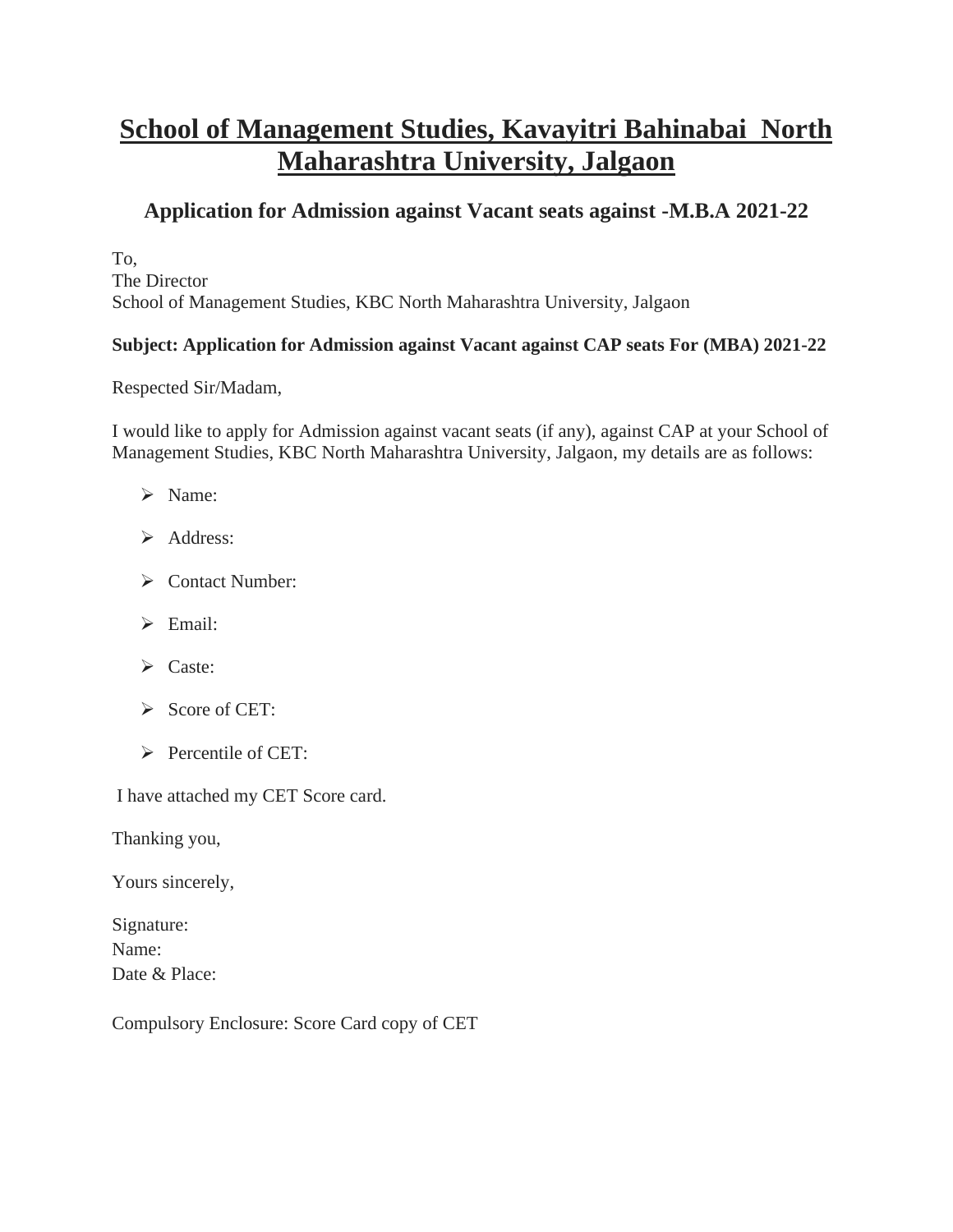# School of Management Studies, Kavayitri Bahinabai North Maharashtra University, Jalgaon

## Application for Admission against Vacant seats against -M.B.A 2021-22

To,
The Director
School of Management Studies, KBC North Maharashtra University, Jalgaon

**Subject: Application for Admission against Vacant against CAP seats For (MBA) 2021-22**

Respected Sir/Madam,

I would like to apply for Admission against vacant seats (if any), against CAP at your School of Management Studies, KBC North Maharashtra University, Jalgaon, my details are as follows:

- Name:
- Address:
- Contact Number:
- Email:
- Caste:
- Score of CET:
- Percentile of CET:

I have attached my CET Score card.

Thanking you,

Yours sincerely,

Signature:
Name:
Date & Place:

Compulsory Enclosure: Score Card copy of CET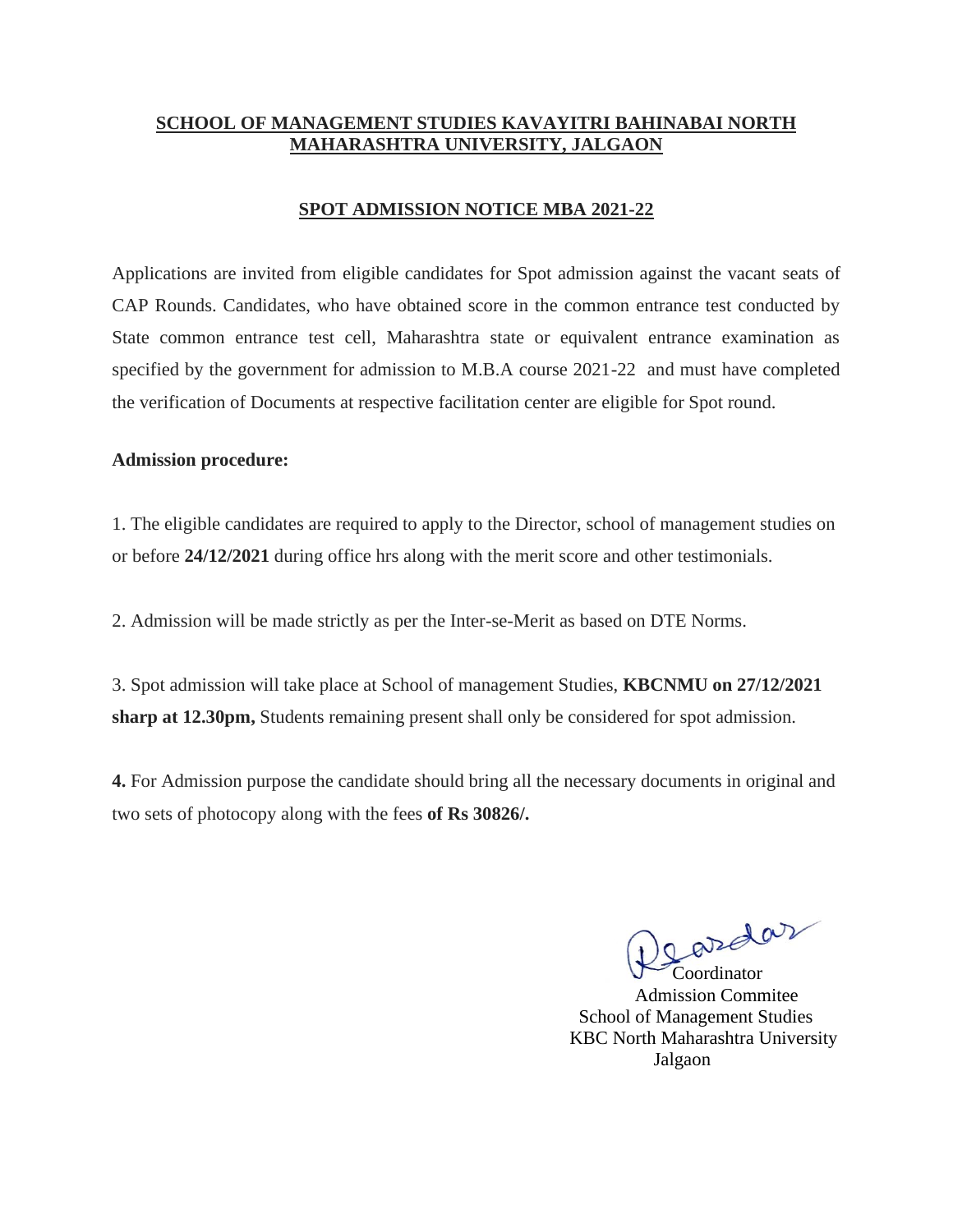**SCHOOL OF MANAGEMENT STUDIES KAVAYITRI BAHINABAI NORTH MAHARASHTRA UNIVERSITY, JALGAON**

**SPOT ADMISSION NOTICE MBA 2021-22**

Applications are invited from eligible candidates for Spot admission against the vacant seats of CAP Rounds. Candidates, who have obtained score in the common entrance test conducted by State common entrance test cell, Maharashtra state or equivalent entrance examination as specified by the government for admission to M.B.A course 2021-22 and must have completed the verification of Documents at respective facilitation center are eligible for Spot round.

**Admission procedure:**

1. The eligible candidates are required to apply to the Director, school of management studies on or before **24/12/2021** during office hrs along with the merit score and other testimonials.

2. Admission will be made strictly as per the Inter-se-Merit as based on DTE Norms.

3. Spot admission will take place at School of management Studies, **KBCNMU on 27/12/2021 sharp at 12.30pm,** Students remaining present shall only be considered for spot admission.

**4.** For Admission purpose the candidate should bring all the necessary documents in original and two sets of photocopy along with the fees **of Rs 30826/.**

Coordinator
Admission Commitee
School of Management Studies
KBC North Maharashtra University
Jalgaon